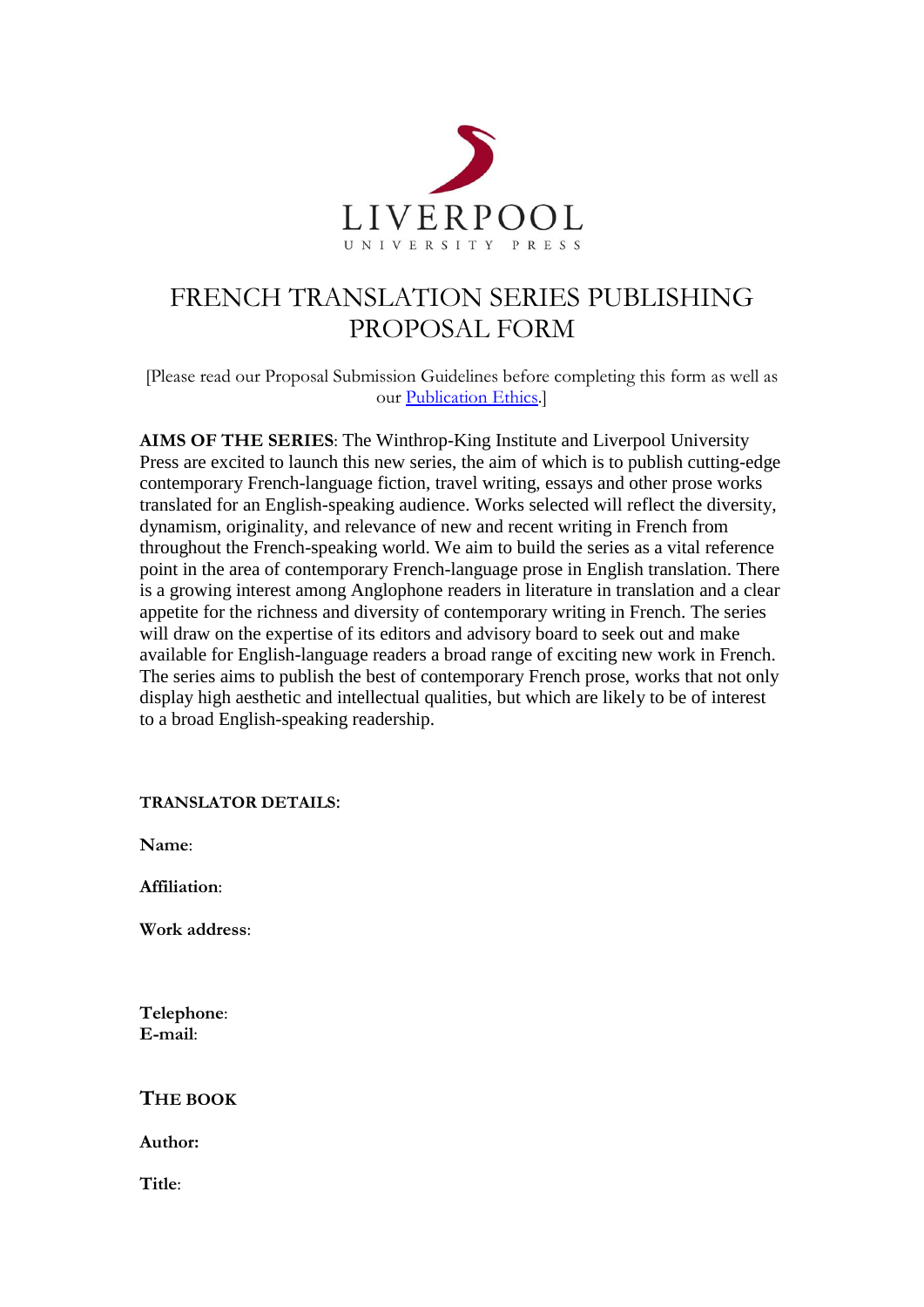LIVERPOOL
UNIVERSITY PRESS

# FRENCH TRANSLATION SERIES PUBLISHING PROPOSAL FORM

[Please read our Proposal Submission Guidelines before completing this form as well as our Publication Ethics.]

**AIMS OF THE SERIES**: The Winthrop-King Institute and Liverpool University Press are excited to launch this new series, the aim of which is to publish cutting-edge contemporary French-language fiction, travel writing, essays and other prose works translated for an English-speaking audience. Works selected will reflect the diversity, dynamism, originality, and relevance of new and recent writing in French from throughout the French-speaking world. We aim to build the series as a vital reference point in the area of contemporary French-language prose in English translation. There is a growing interest among Anglophone readers in literature in translation and a clear appetite for the richness and diversity of contemporary writing in French. The series will draw on the expertise of its editors and advisory board to seek out and make available for English-language readers a broad range of exciting new work in French. The series aims to publish the best of contemporary French prose, works that not only display high aesthetic and intellectual qualities, but which are likely to be of interest to a broad English-speaking readership.

**TRANSLATOR DETAILS**:

**Name**:

**Affiliation**:

**Work address**:

**Telephone**:
**E-mail**:

**THE BOOK**

**Author:**

**Title**: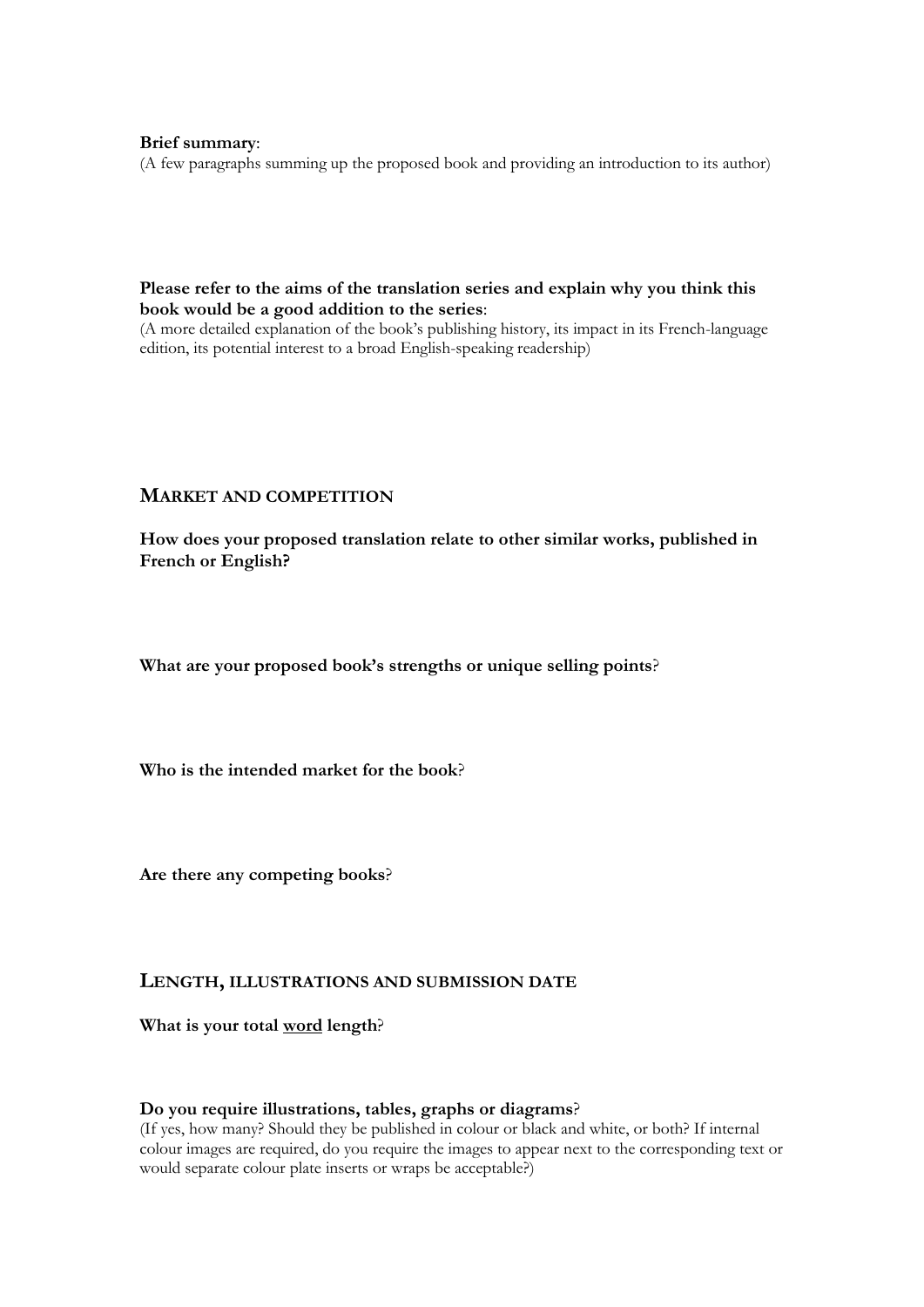**Brief summary**:

(A few paragraphs summing up the proposed book and providing an introduction to its author)

**Please refer to the aims of the translation series and explain why you think this book would be a good addition to the series**:

(A more detailed explanation of the book's publishing history, its impact in its French-language edition, its potential interest to a broad English-speaking readership)

## MARKET AND COMPETITION

**How does your proposed translation relate to other similar works, published in French or English?**

**What are your proposed book's strengths or unique selling points**?

**Who is the intended market for the book**?

**Are there any competing books**?

## LENGTH, ILLUSTRATIONS AND SUBMISSION DATE

**What is your total <u>word</u> length**?

**Do you require illustrations, tables, graphs or diagrams**?

(If yes, how many? Should they be published in colour or black and white, or both? If internal colour images are required, do you require the images to appear next to the corresponding text or would separate colour plate inserts or wraps be acceptable?)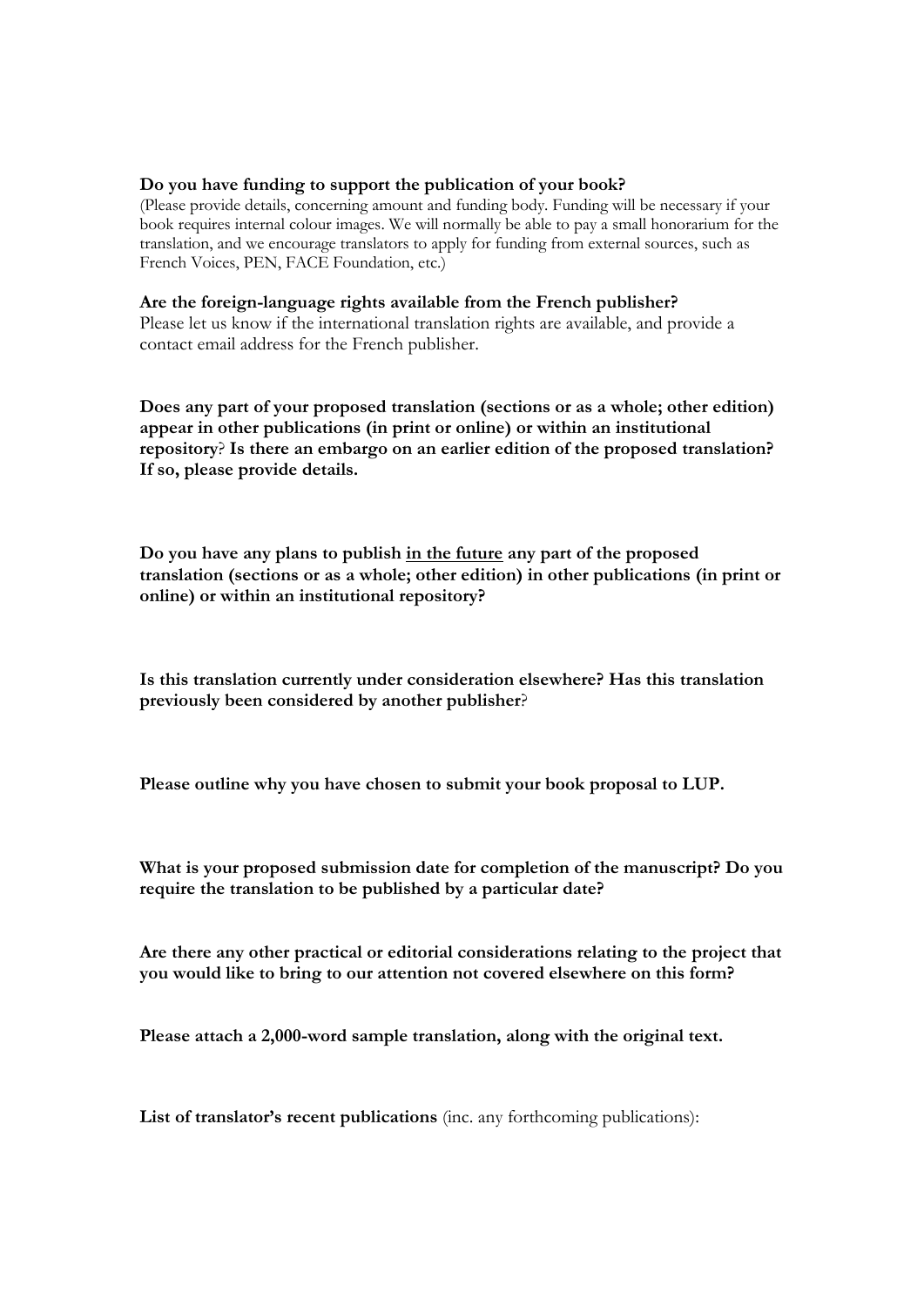**Do you have funding to support the publication of your book?**
(Please provide details, concerning amount and funding body. Funding will be necessary if your book requires internal colour images. We will normally be able to pay a small honorarium for the translation, and we encourage translators to apply for funding from external sources, such as French Voices, PEN, FACE Foundation, etc.)

**Are the foreign-language rights available from the French publisher?**
Please let us know if the international translation rights are available, and provide a contact email address for the French publisher.

**Does any part of your proposed translation (sections or as a whole; other edition) appear in other publications (in print or online) or within an institutional repository? Is there an embargo on an earlier edition of the proposed translation? If so, please provide details.**

**Do you have any plans to publish <u>in the future</u> any part of the proposed translation (sections or as a whole; other edition) in other publications (in print or online) or within an institutional repository?**

**Is this translation currently under consideration elsewhere? Has this translation previously been considered by another publisher?**

**Please outline why you have chosen to submit your book proposal to LUP.**

**What is your proposed submission date for completion of the manuscript? Do you require the translation to be published by a particular date?**

**Are there any other practical or editorial considerations relating to the project that you would like to bring to our attention not covered elsewhere on this form?**

**Please attach a 2,000-word sample translation, along with the original text.**

**List of translator's recent publications** (inc. any forthcoming publications):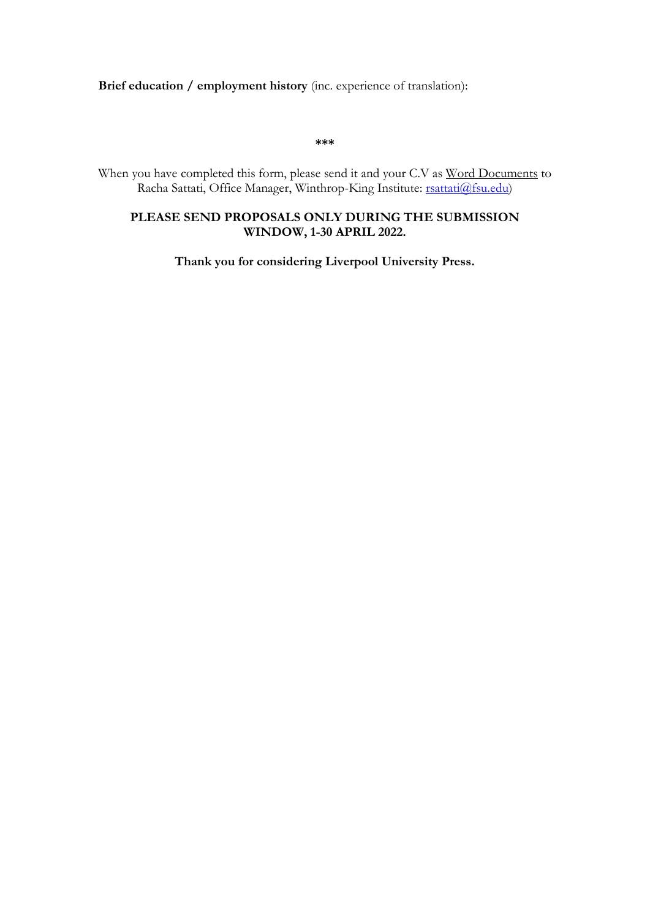**Brief education / employment history** (inc. experience of translation):

***

When you have completed this form, please send it and your C.V as Word Documents to Racha Sattati, Office Manager, Winthrop-King Institute: [rsattati@fsu.edu](mailto:rsattati@fsu.edu))

**PLEASE SEND PROPOSALS ONLY DURING THE SUBMISSION WINDOW, 1-30 APRIL 2022.**

**Thank you for considering Liverpool University Press.**